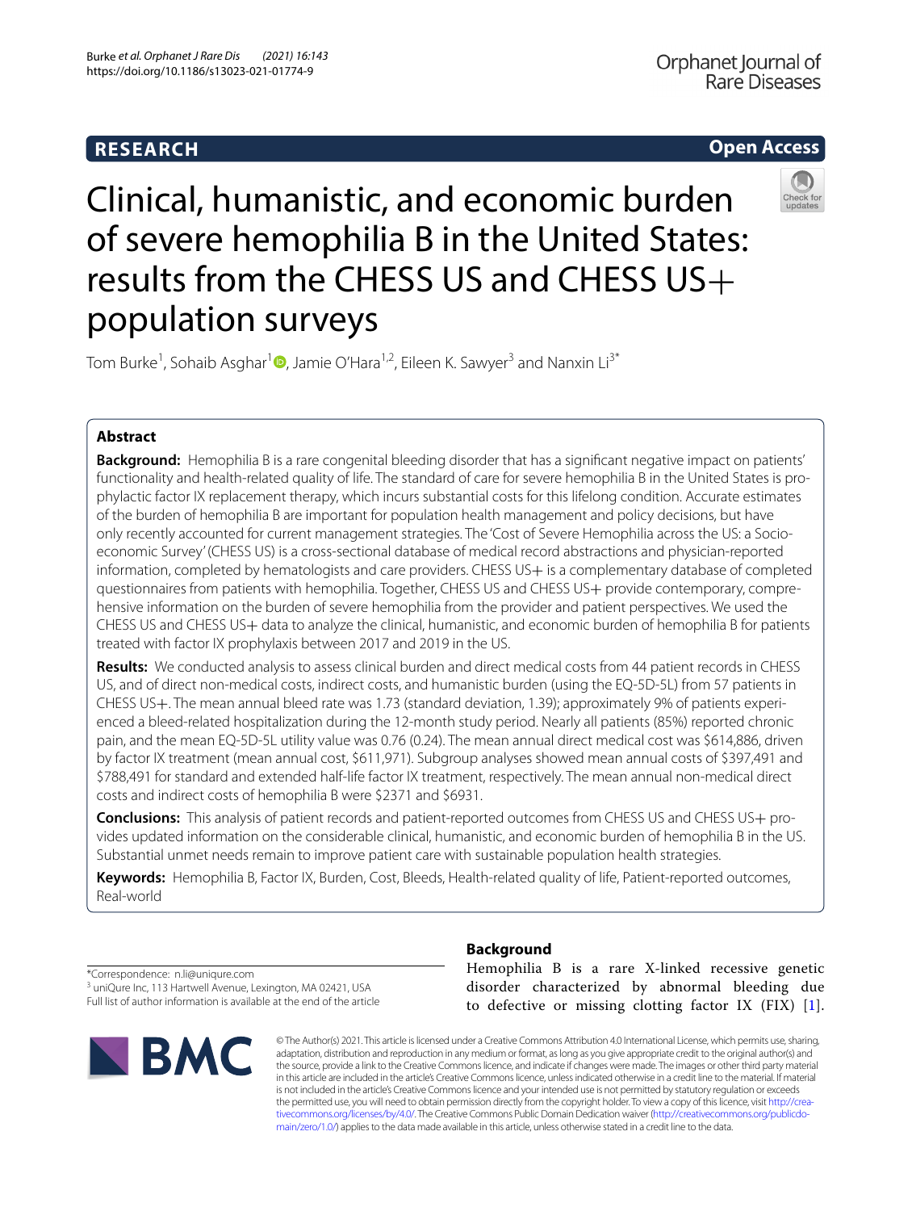RESEARCH

Open Access

# Clinical, humanistic, and economic burden of severe hemophilia B in the United States: results from the CHESS US and CHESS US+ population surveys

Tom Burke[1], Sohaib Asghar[1], Jamie O'Hara[1,2], Eileen K. Sawyer[3] and Nanxin Li[3*]

## Abstract

**Background:** Hemophilia B is a rare congenital bleeding disorder that has a significant negative impact on patients' functionality and health-related quality of life. The standard of care for severe hemophilia B in the United States is prophylactic factor IX replacement therapy, which incurs substantial costs for this lifelong condition. Accurate estimates of the burden of hemophilia B are important for population health management and policy decisions, but have only recently accounted for current management strategies. The 'Cost of Severe Hemophilia across the US: a Socioeconomic Survey' (CHESS US) is a cross-sectional database of medical record abstractions and physician-reported information, completed by hematologists and care providers. CHESS US+ is a complementary database of completed questionnaires from patients with hemophilia. Together, CHESS US and CHESS US+ provide contemporary, comprehensive information on the burden of severe hemophilia from the provider and patient perspectives. We used the CHESS US and CHESS US+ data to analyze the clinical, humanistic, and economic burden of hemophilia B for patients treated with factor IX prophylaxis between 2017 and 2019 in the US.

**Results:** We conducted analysis to assess clinical burden and direct medical costs from 44 patient records in CHESS US, and of direct non-medical costs, indirect costs, and humanistic burden (using the EQ-5D-5L) from 57 patients in CHESS US+. The mean annual bleed rate was 1.73 (standard deviation, 1.39); approximately 9% of patients experienced a bleed-related hospitalization during the 12-month study period. Nearly all patients (85%) reported chronic pain, and the mean EQ-5D-5L utility value was 0.76 (0.24). The mean annual direct medical cost was $614,886, driven by factor IX treatment (mean annual cost, $611,971). Subgroup analyses showed mean annual costs of $397,491 and $788,491 for standard and extended half-life factor IX treatment, respectively. The mean annual non-medical direct costs and indirect costs of hemophilia B were $2371 and $6931.

**Conclusions:** This analysis of patient records and patient-reported outcomes from CHESS US and CHESS US+ provides updated information on the considerable clinical, humanistic, and economic burden of hemophilia B in the US. Substantial unmet needs remain to improve patient care with sustainable population health strategies.

**Keywords:** Hemophilia B, Factor IX, Burden, Cost, Bleeds, Health-related quality of life, Patient-reported outcomes, Real-world

*Correspondence: n.li@uniqure.com
[3] uniQure Inc, 113 Hartwell Avenue, Lexington, MA 02421, USA
Full list of author information is available at the end of the article

## Background

Hemophilia B is a rare X-linked recessive genetic disorder characterized by abnormal bleeding due to defective or missing clotting factor IX (FIX) [1].

© The Author(s) 2021. This article is licensed under a Creative Commons Attribution 4.0 International License, which permits use, sharing, adaptation, distribution and reproduction in any medium or format, as long as you give appropriate credit to the original author(s) and the source, provide a link to the Creative Commons licence, and indicate if changes were made. The images or other third party material in this article are included in the article's Creative Commons licence, unless indicated otherwise in a credit line to the material. If material is not included in the article's Creative Commons licence and your intended use is not permitted by statutory regulation or exceeds the permitted use, you will need to obtain permission directly from the copyright holder. To view a copy of this licence, visit http://creativecommons.org/licenses/by/4.0/. The Creative Commons Public Domain Dedication waiver (http://creativecommons.org/publicdomain/zero/1.0/) applies to the data made available in this article, unless otherwise stated in a credit line to the data.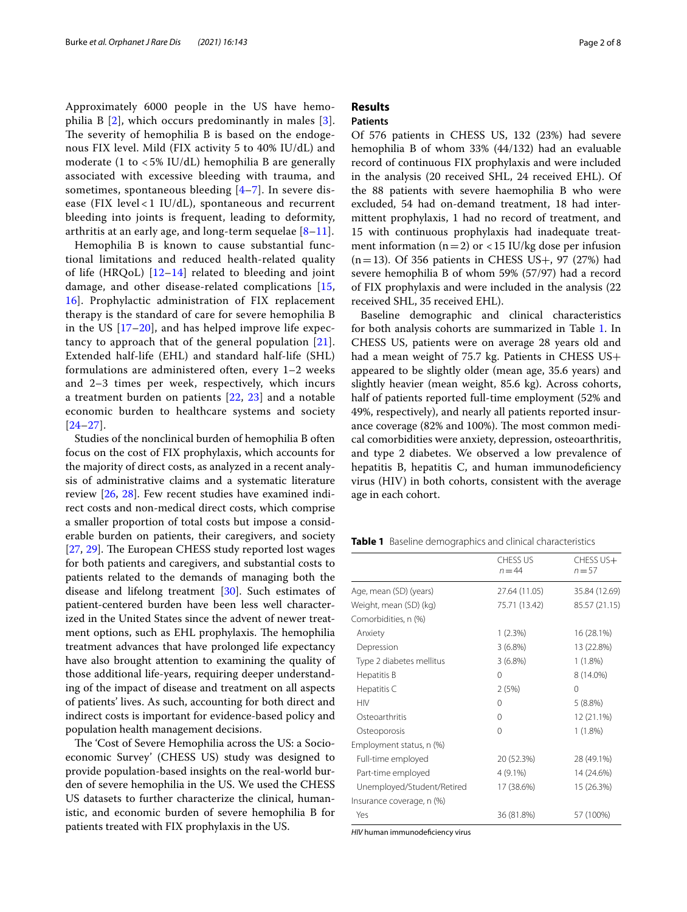Approximately 6000 people in the US have hemophilia B [2], which occurs predominantly in males [3]. The severity of hemophilia B is based on the endogenous FIX level. Mild (FIX activity 5 to 40% IU/dL) and moderate (1 to <5% IU/dL) hemophilia B are generally associated with excessive bleeding with trauma, and sometimes, spontaneous bleeding [4–7]. In severe disease (FIX level <1 IU/dL), spontaneous and recurrent bleeding into joints is frequent, leading to deformity, arthritis at an early age, and long-term sequelae [8–11].

Hemophilia B is known to cause substantial functional limitations and reduced health-related quality of life (HRQoL) [12–14] related to bleeding and joint damage, and other disease-related complications [15, 16]. Prophylactic administration of FIX replacement therapy is the standard of care for severe hemophilia B in the US [17–20], and has helped improve life expectancy to approach that of the general population [21]. Extended half-life (EHL) and standard half-life (SHL) formulations are administered often, every 1–2 weeks and 2–3 times per week, respectively, which incurs a treatment burden on patients [22, 23] and a notable economic burden to healthcare systems and society [24–27].

Studies of the nonclinical burden of hemophilia B often focus on the cost of FIX prophylaxis, which accounts for the majority of direct costs, as analyzed in a recent analysis of administrative claims and a systematic literature review [26, 28]. Few recent studies have examined indirect costs and non-medical direct costs, which comprise a smaller proportion of total costs but impose a considerable burden on patients, their caregivers, and society [27, 29]. The European CHESS study reported lost wages for both patients and caregivers, and substantial costs to patients related to the demands of managing both the disease and lifelong treatment [30]. Such estimates of patient-centered burden have been less well characterized in the United States since the advent of newer treatment options, such as EHL prophylaxis. The hemophilia treatment advances that have prolonged life expectancy have also brought attention to examining the quality of those additional life-years, requiring deeper understanding of the impact of disease and treatment on all aspects of patients' lives. As such, accounting for both direct and indirect costs is important for evidence-based policy and population health management decisions.

The 'Cost of Severe Hemophilia across the US: a Socioeconomic Survey' (CHESS US) study was designed to provide population-based insights on the real-world burden of severe hemophilia in the US. We used the CHESS US datasets to further characterize the clinical, humanistic, and economic burden of severe hemophilia B for patients treated with FIX prophylaxis in the US.

## Results

### Patients

Of 576 patients in CHESS US, 132 (23%) had severe hemophilia B of whom 33% (44/132) had an evaluable record of continuous FIX prophylaxis and were included in the analysis (20 received SHL, 24 received EHL). Of the 88 patients with severe haemophilia B who were excluded, 54 had on-demand treatment, 18 had intermittent prophylaxis, 1 had no record of treatment, and 15 with continuous prophylaxis had inadequate treatment information (n = 2) or <15 IU/kg dose per infusion (n = 13). Of 356 patients in CHESS US+, 97 (27%) had severe hemophilia B of whom 59% (57/97) had a record of FIX prophylaxis and were included in the analysis (22 received SHL, 35 received EHL).

Baseline demographic and clinical characteristics for both analysis cohorts are summarized in Table 1. In CHESS US, patients were on average 28 years old and had a mean weight of 75.7 kg. Patients in CHESS US+ appeared to be slightly older (mean age, 35.6 years) and slightly heavier (mean weight, 85.6 kg). Across cohorts, half of patients reported full-time employment (52% and 49%, respectively), and nearly all patients reported insurance coverage (82% and 100%). The most common medical comorbidities were anxiety, depression, osteoarthritis, and type 2 diabetes. We observed a low prevalence of hepatitis B, hepatitis C, and human immunodeficiency virus (HIV) in both cohorts, consistent with the average age in each cohort.

**Table 1** Baseline demographics and clinical characteristics

| | CHESS US n = 44 | CHESS US+ n = 57 |
|---|---|---|
| Age, mean (SD) (years) | 27.64 (11.05) | 35.84 (12.69) |
| Weight, mean (SD) (kg) | 75.71 (13.42) | 85.57 (21.15) |
| Comorbidities, n (%) | | |
| Anxiety | 1 (2.3%) | 16 (28.1%) |
| Depression | 3 (6.8%) | 13 (22.8%) |
| Type 2 diabetes mellitus | 3 (6.8%) | 1 (1.8%) |
| Hepatitis B | 0 | 8 (14.0%) |
| Hepatitis C | 2 (5%) | 0 |
| HIV | 0 | 5 (8.8%) |
| Osteoarthritis | 0 | 12 (21.1%) |
| Osteoporosis | 0 | 1 (1.8%) |
| Employment status, n (%) | | |
| Full-time employed | 20 (52.3%) | 28 (49.1%) |
| Part-time employed | 4 (9.1%) | 14 (24.6%) |
| Unemployed/Student/Retired | 17 (38.6%) | 15 (26.3%) |
| Insurance coverage, n (%) | | |
| Yes | 36 (81.8%) | 57 (100%) |

*HIV* human immunodeficiency virus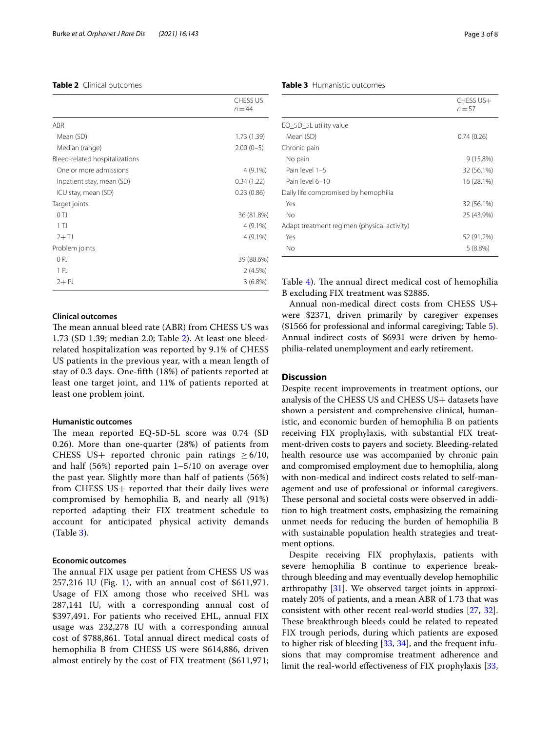**Table 2** Clinical outcomes

| | CHESS US $n = 44$ |
|---|---|
| ABR | |
| Mean (SD) | 1.73 (1.39) |
| Median (range) | 2.00 (0–5) |
| Bleed-related hospitalizations | |
| One or more admissions | 4 (9.1%) |
| Inpatient stay, mean (SD) | 0.34 (1.22) |
| ICU stay, mean (SD) | 0.23 (0.86) |
| Target joints | |
| 0 TJ | 36 (81.8%) |
| 1 TJ | 4 (9.1%) |
| 2+ TJ | 4 (9.1%) |
| Problem joints | |
| 0 PJ | 39 (88.6%) |
| 1 PJ | 2 (4.5%) |
| 2+ PJ | 3 (6.8%) |

### Clinical outcomes

The mean annual bleed rate (ABR) from CHESS US was 1.73 (SD 1.39; median 2.0; Table 2). At least one bleed-related hospitalization was reported by 9.1% of CHESS US patients in the previous year, with a mean length of stay of 0.3 days. One-fifth (18%) of patients reported at least one target joint, and 11% of patients reported at least one problem joint.

### Humanistic outcomes

The mean reported EQ-5D-5L score was 0.74 (SD 0.26). More than one-quarter (28%) of patients from CHESS US+ reported chronic pain ratings $\geq 6/10$, and half (56%) reported pain 1–5/10 on average over the past year. Slightly more than half of patients (56%) from CHESS US+ reported that their daily lives were compromised by hemophilia B, and nearly all (91%) reported adapting their FIX treatment schedule to account for anticipated physical activity demands (Table 3).

### Economic outcomes

The annual FIX usage per patient from CHESS US was 257,216 IU (Fig. 1), with an annual cost of $611,971. Usage of FIX among those who received SHL was 287,141 IU, with a corresponding annual cost of $397,491. For patients who received EHL, annual FIX usage was 232,278 IU with a corresponding annual cost of $788,861. Total annual direct medical costs of hemophilia B from CHESS US were $614,886, driven almost entirely by the cost of FIX treatment ($611,971; Table 4). The annual direct medical cost of hemophilia B excluding FIX treatment was $2885.

**Table 3** Humanistic outcomes

| | CHESS US+ $n = 57$ |
|---|---|
| EQ_5D_5L utility value | |
| Mean (SD) | 0.74 (0.26) |
| Chronic pain | |
| No pain | 9 (15.8%) |
| Pain level 1–5 | 32 (56.1%) |
| Pain level 6–10 | 16 (28.1%) |
| Daily life compromised by hemophilia | |
| Yes | 32 (56.1%) |
| No | 25 (43.9%) |
| Adapt treatment regimen (physical activity) | |
| Yes | 52 (91.2%) |
| No | 5 (8.8%) |

Annual non-medical direct costs from CHESS US+ were $2371, driven primarily by caregiver expenses ($1566 for professional and informal caregiving; Table 5). Annual indirect costs of $6931 were driven by hemophilia-related unemployment and early retirement.

## Discussion

Despite recent improvements in treatment options, our analysis of the CHESS US and CHESS US+ datasets have shown a persistent and comprehensive clinical, humanistic, and economic burden of hemophilia B on patients receiving FIX prophylaxis, with substantial FIX treatment-driven costs to payers and society. Bleeding-related health resource use was accompanied by chronic pain and compromised employment due to hemophilia, along with non-medical and indirect costs related to self-management and use of professional or informal caregivers. These personal and societal costs were observed in addition to high treatment costs, emphasizing the remaining unmet needs for reducing the burden of hemophilia B with sustainable population health strategies and treatment options.

Despite receiving FIX prophylaxis, patients with severe hemophilia B continue to experience breakthrough bleeding and may eventually develop hemophilic arthropathy [31]. We observed target joints in approximately 20% of patients, and a mean ABR of 1.73 that was consistent with other recent real-world studies [27, 32]. These breakthrough bleeds could be related to repeated FIX trough periods, during which patients are exposed to higher risk of bleeding [33, 34], and the frequent infusions that may compromise treatment adherence and limit the real-world effectiveness of FIX prophylaxis [33,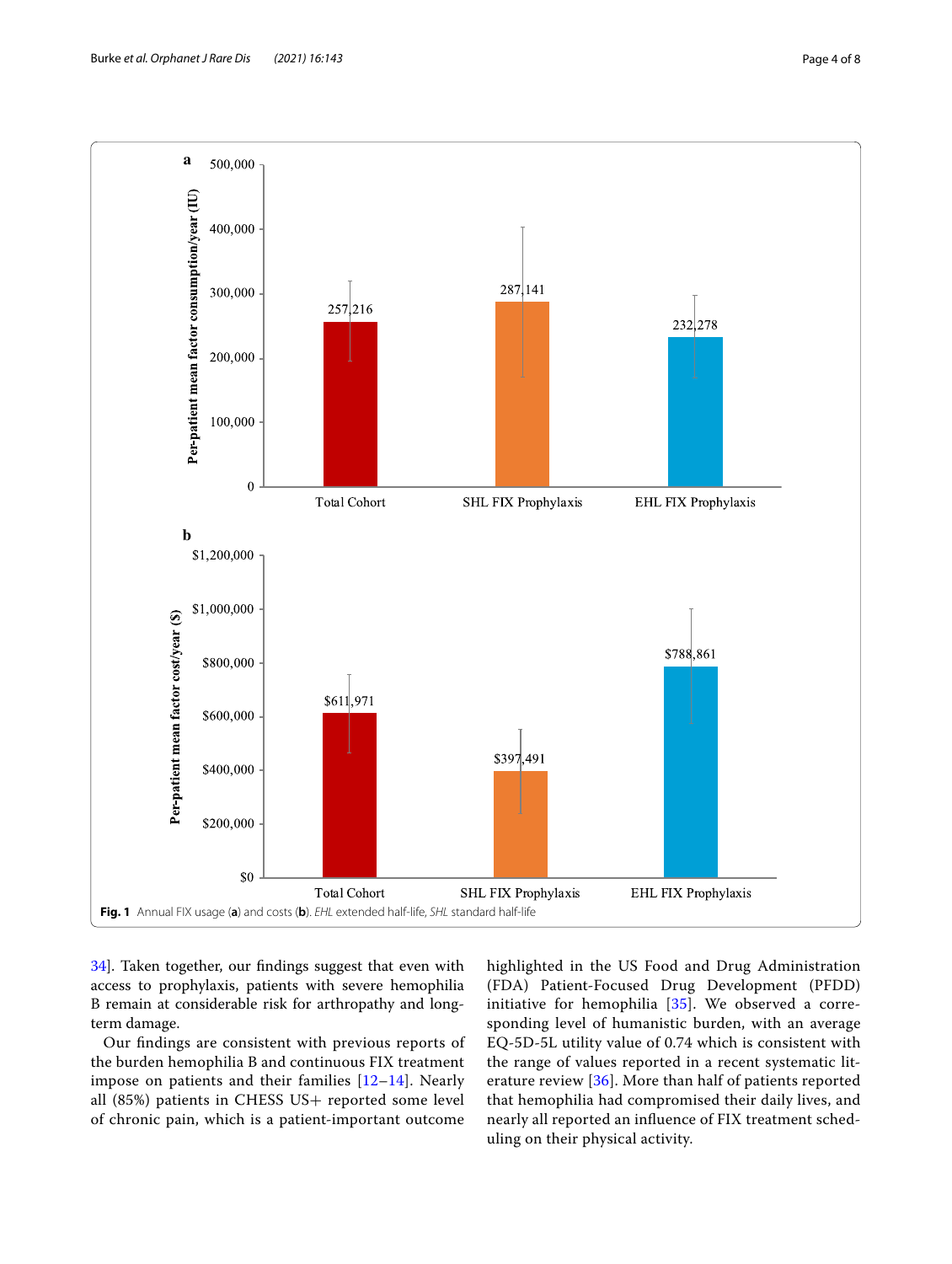Fig. 1 Annual FIX usage (**a**) and costs (**b**). *EHL* extended half-life, *SHL* standard half-life

34]. Taken together, our findings suggest that even with access to prophylaxis, patients with severe hemophilia B remain at considerable risk for arthropathy and long-term damage.

Our findings are consistent with previous reports of the burden hemophilia B and continuous FIX treatment impose on patients and their families [12–14]. Nearly all (85%) patients in CHESS US+ reported some level of chronic pain, which is a patient-important outcome highlighted in the US Food and Drug Administration (FDA) Patient-Focused Drug Development (PFDD) initiative for hemophilia [35]. We observed a corresponding level of humanistic burden, with an average EQ-5D-5L utility value of 0.74 which is consistent with the range of values reported in a recent systematic literature review [36]. More than half of patients reported that hemophilia had compromised their daily lives, and nearly all reported an influence of FIX treatment scheduling on their physical activity.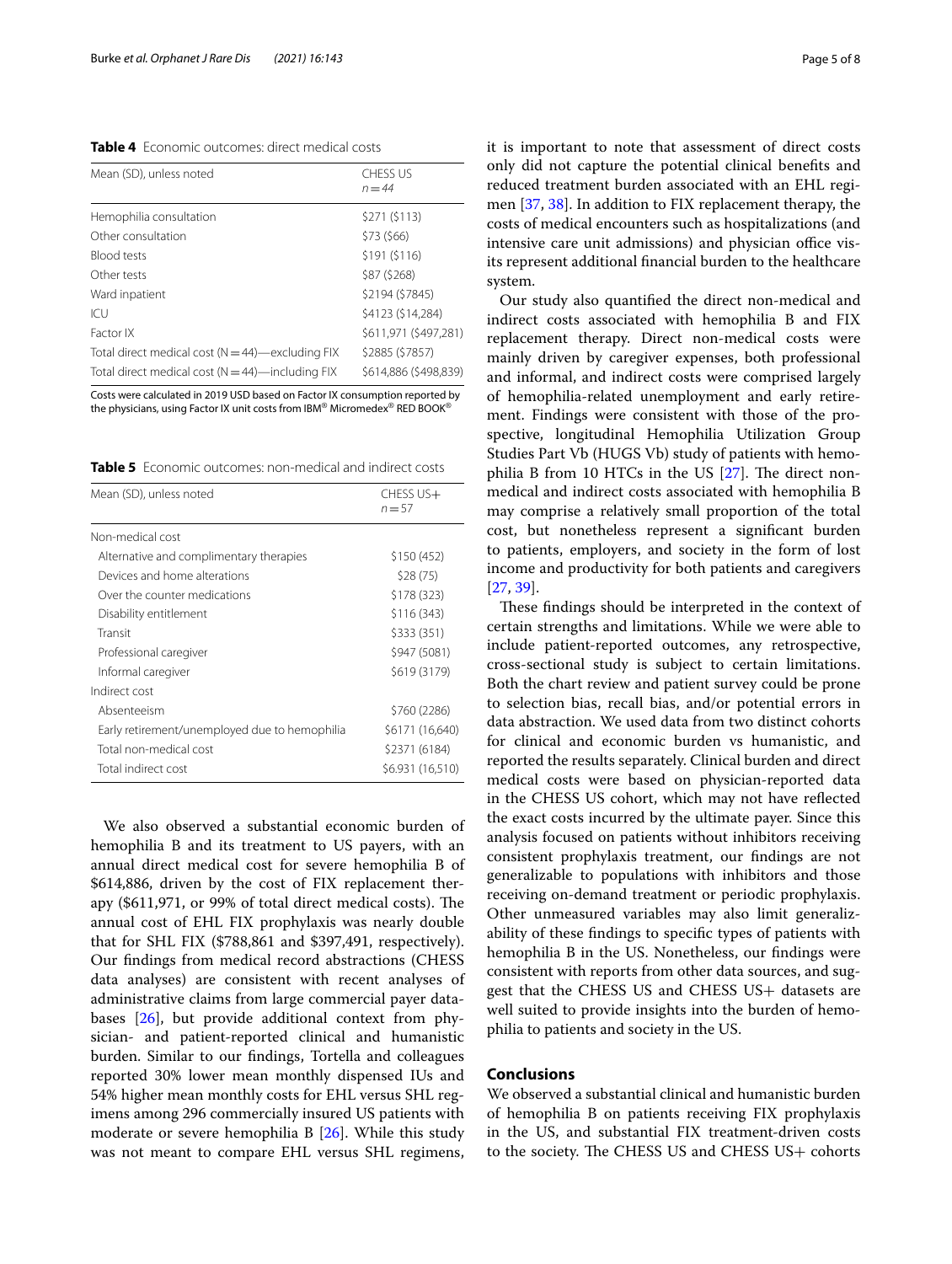**Table 4** Economic outcomes: direct medical costs

| Mean (SD), unless noted | CHESS US *n* = 44 |
|---|---|
| Hemophilia consultation | $271 ($113) |
| Other consultation | $73 ($66) |
| Blood tests | $191 ($116) |
| Other tests | $87 ($268) |
| Ward inpatient | $2194 ($7845) |
| ICU | $4123 ($14,284) |
| Factor IX | $611,971 ($497,281) |
| Total direct medical cost (N = 44)—excluding FIX | $2885 ($7857) |
| Total direct medical cost (N = 44)—including FIX | $614,886 ($498,839) |

Costs were calculated in 2019 USD based on Factor IX consumption reported by the physicians, using Factor IX unit costs from IBM® Micromedex® RED BOOK®

**Table 5** Economic outcomes: non-medical and indirect costs

| Mean (SD), unless noted | CHESS US+ *n* = 57 |
|---|---|
| Non-medical cost | |
| Alternative and complimentary therapies | $150 (452) |
| Devices and home alterations | $28 (75) |
| Over the counter medications | $178 (323) |
| Disability entitlement | $116 (343) |
| Transit | $333 (351) |
| Professional caregiver | $947 (5081) |
| Informal caregiver | $619 (3179) |
| Indirect cost | |
| Absenteeism | $760 (2286) |
| Early retirement/unemployed due to hemophilia | $6171 (16,640) |
| Total non-medical cost | $2371 (6184) |
| Total indirect cost | $6.931 (16,510) |

We also observed a substantial economic burden of hemophilia B and its treatment to US payers, with an annual direct medical cost for severe hemophilia B of $614,886, driven by the cost of FIX replacement therapy ($611,971, or 99% of total direct medical costs). The annual cost of EHL FIX prophylaxis was nearly double that for SHL FIX ($788,861 and $397,491, respectively). Our findings from medical record abstractions (CHESS data analyses) are consistent with recent analyses of administrative claims from large commercial payer databases [26], but provide additional context from physician- and patient-reported clinical and humanistic burden. Similar to our findings, Tortella and colleagues reported 30% lower mean monthly dispensed IUs and 54% higher mean monthly costs for EHL versus SHL regimens among 296 commercially insured US patients with moderate or severe hemophilia B [26]. While this study was not meant to compare EHL versus SHL regimens, it is important to note that assessment of direct costs only did not capture the potential clinical benefits and reduced treatment burden associated with an EHL regimen [37, 38]. In addition to FIX replacement therapy, the costs of medical encounters such as hospitalizations (and intensive care unit admissions) and physician office visits represent additional financial burden to the healthcare system.

Our study also quantified the direct non-medical and indirect costs associated with hemophilia B and FIX replacement therapy. Direct non-medical costs were mainly driven by caregiver expenses, both professional and informal, and indirect costs were comprised largely of hemophilia-related unemployment and early retirement. Findings were consistent with those of the prospective, longitudinal Hemophilia Utilization Group Studies Part Vb (HUGS Vb) study of patients with hemophilia B from 10 HTCs in the US [27]. The direct non-medical and indirect costs associated with hemophilia B may comprise a relatively small proportion of the total cost, but nonetheless represent a significant burden to patients, employers, and society in the form of lost income and productivity for both patients and caregivers [27, 39].

These findings should be interpreted in the context of certain strengths and limitations. While we were able to include patient-reported outcomes, any retrospective, cross-sectional study is subject to certain limitations. Both the chart review and patient survey could be prone to selection bias, recall bias, and/or potential errors in data abstraction. We used data from two distinct cohorts for clinical and economic burden vs humanistic, and reported the results separately. Clinical burden and direct medical costs were based on physician-reported data in the CHESS US cohort, which may not have reflected the exact costs incurred by the ultimate payer. Since this analysis focused on patients without inhibitors receiving consistent prophylaxis treatment, our findings are not generalizable to populations with inhibitors and those receiving on-demand treatment or periodic prophylaxis. Other unmeasured variables may also limit generalizability of these findings to specific types of patients with hemophilia B in the US. Nonetheless, our findings were consistent with reports from other data sources, and suggest that the CHESS US and CHESS US+ datasets are well suited to provide insights into the burden of hemophilia to patients and society in the US.

## Conclusions

We observed a substantial clinical and humanistic burden of hemophilia B on patients receiving FIX prophylaxis in the US, and substantial FIX treatment-driven costs to the society. The CHESS US and CHESS US+ cohorts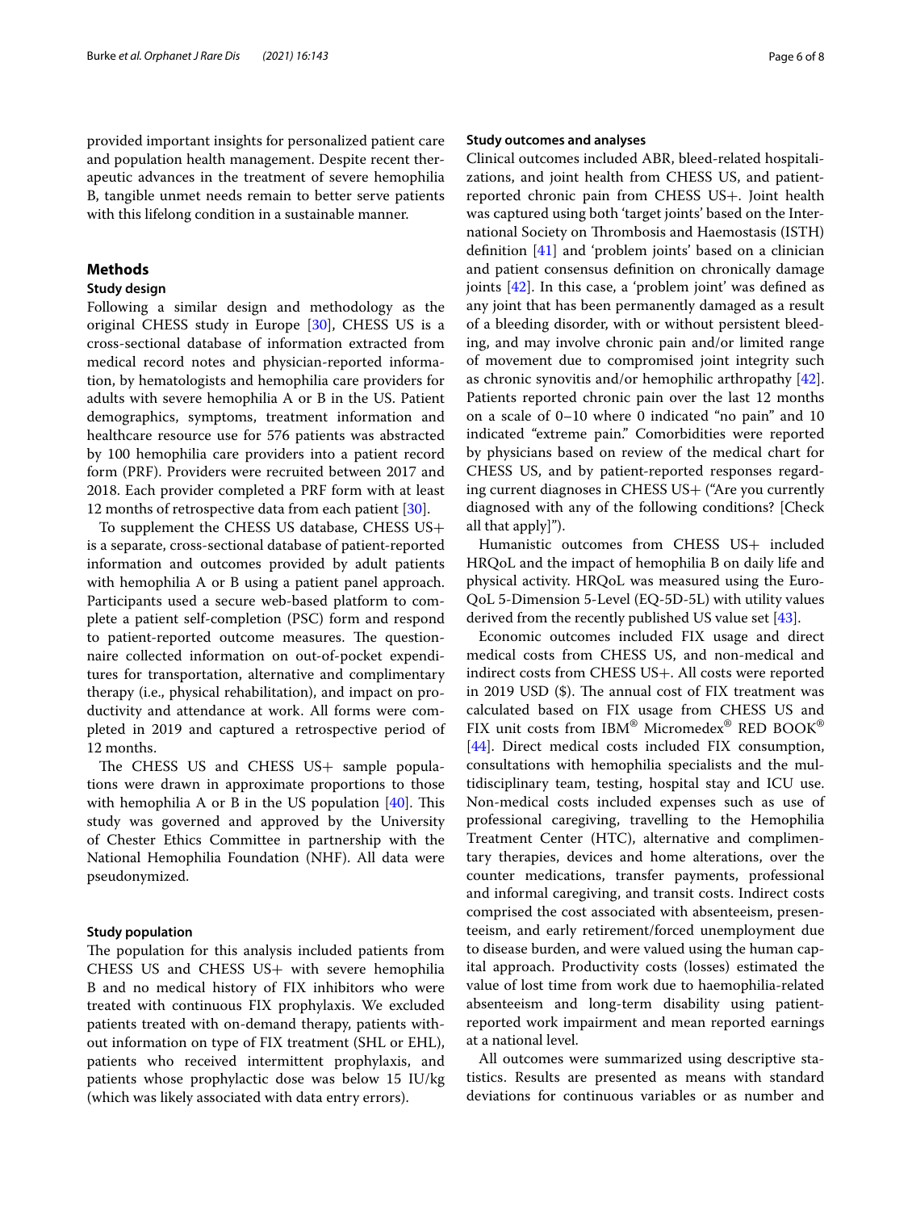provided important insights for personalized patient care and population health management. Despite recent therapeutic advances in the treatment of severe hemophilia B, tangible unmet needs remain to better serve patients with this lifelong condition in a sustainable manner.

## Methods

### Study design

Following a similar design and methodology as the original CHESS study in Europe [30], CHESS US is a cross-sectional database of information extracted from medical record notes and physician-reported information, by hematologists and hemophilia care providers for adults with severe hemophilia A or B in the US. Patient demographics, symptoms, treatment information and healthcare resource use for 576 patients was abstracted by 100 hemophilia care providers into a patient record form (PRF). Providers were recruited between 2017 and 2018. Each provider completed a PRF form with at least 12 months of retrospective data from each patient [30].

To supplement the CHESS US database, CHESS US+ is a separate, cross-sectional database of patient-reported information and outcomes provided by adult patients with hemophilia A or B using a patient panel approach. Participants used a secure web-based platform to complete a patient self-completion (PSC) form and respond to patient-reported outcome measures. The questionnaire collected information on out-of-pocket expenditures for transportation, alternative and complimentary therapy (i.e., physical rehabilitation), and impact on productivity and attendance at work. All forms were completed in 2019 and captured a retrospective period of 12 months.

The CHESS US and CHESS US+ sample populations were drawn in approximate proportions to those with hemophilia A or B in the US population [40]. This study was governed and approved by the University of Chester Ethics Committee in partnership with the National Hemophilia Foundation (NHF). All data were pseudonymized.

### Study population

The population for this analysis included patients from CHESS US and CHESS US+ with severe hemophilia B and no medical history of FIX inhibitors who were treated with continuous FIX prophylaxis. We excluded patients treated with on-demand therapy, patients without information on type of FIX treatment (SHL or EHL), patients who received intermittent prophylaxis, and patients whose prophylactic dose was below 15 IU/kg (which was likely associated with data entry errors).

### Study outcomes and analyses

Clinical outcomes included ABR, bleed-related hospitalizations, and joint health from CHESS US, and patient-reported chronic pain from CHESS US+. Joint health was captured using both 'target joints' based on the International Society on Thrombosis and Haemostasis (ISTH) definition [41] and 'problem joints' based on a clinician and patient consensus definition on chronically damage joints [42]. In this case, a 'problem joint' was defined as any joint that has been permanently damaged as a result of a bleeding disorder, with or without persistent bleeding, and may involve chronic pain and/or limited range of movement due to compromised joint integrity such as chronic synovitis and/or hemophilic arthropathy [42]. Patients reported chronic pain over the last 12 months on a scale of 0–10 where 0 indicated "no pain" and 10 indicated "extreme pain." Comorbidities were reported by physicians based on review of the medical chart for CHESS US, and by patient-reported responses regarding current diagnoses in CHESS US+ ("Are you currently diagnosed with any of the following conditions? [Check all that apply]").

Humanistic outcomes from CHESS US+ included HRQoL and the impact of hemophilia B on daily life and physical activity. HRQoL was measured using the EuroQoL 5-Dimension 5-Level (EQ-5D-5L) with utility values derived from the recently published US value set [43].

Economic outcomes included FIX usage and direct medical costs from CHESS US, and non-medical and indirect costs from CHESS US+. All costs were reported in 2019 USD ($). The annual cost of FIX treatment was calculated based on FIX usage from CHESS US and FIX unit costs from IBM® Micromedex® RED BOOK® [44]. Direct medical costs included FIX consumption, consultations with hemophilia specialists and the multidisciplinary team, testing, hospital stay and ICU use. Non-medical costs included expenses such as use of professional caregiving, travelling to the Hemophilia Treatment Center (HTC), alternative and complimentary therapies, devices and home alterations, over the counter medications, transfer payments, professional and informal caregiving, and transit costs. Indirect costs comprised the cost associated with absenteeism, presenteeism, and early retirement/forced unemployment due to disease burden, and were valued using the human capital approach. Productivity costs (losses) estimated the value of lost time from work due to haemophilia-related absenteeism and long-term disability using patient-reported work impairment and mean reported earnings at a national level.

All outcomes were summarized using descriptive statistics. Results are presented as means with standard deviations for continuous variables or as number and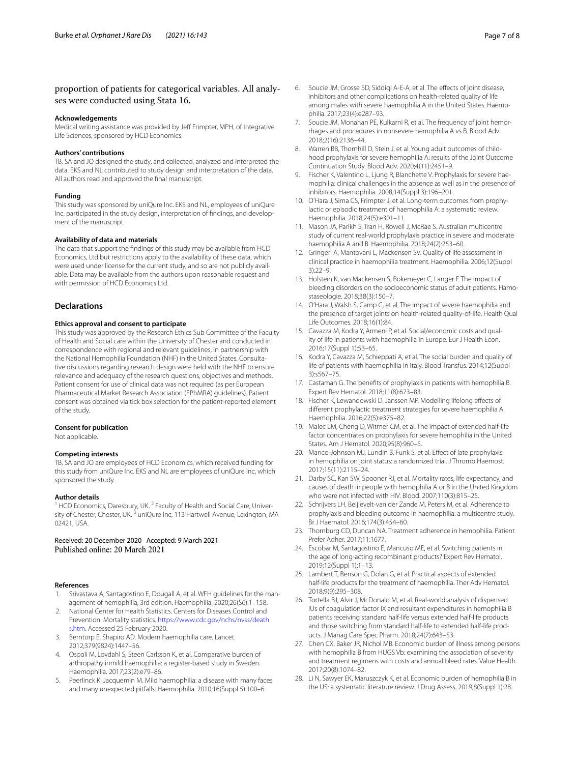proportion of patients for categorical variables. All analyses were conducted using Stata 16.

#### Acknowledgements

Medical writing assistance was provided by Jeff Frimpter, MPH, of Integrative Life Sciences, sponsored by HCD Economics.

#### Authors' contributions

TB, SA and JO designed the study, and collected, analyzed and interpreted the data. EKS and NL contributed to study design and interpretation of the data. All authors read and approved the final manuscript.

#### Funding

This study was sponsored by uniQure Inc. EKS and NL, employees of uniQure Inc, participated in the study design, interpretation of findings, and development of the manuscript.

#### Availability of data and materials

The data that support the findings of this study may be available from HCD Economics, Ltd but restrictions apply to the availability of these data, which were used under license for the current study, and so are not publicly available. Data may be available from the authors upon reasonable request and with permission of HCD Economics Ltd.

## Declarations

#### Ethics approval and consent to participate

This study was approved by the Research Ethics Sub Committee of the Faculty of Health and Social care within the University of Chester and conducted in correspondence with regional and relevant guidelines, in partnership with the National Hemophilia Foundation (NHF) in the United States. Consultative discussions regarding research design were held with the NHF to ensure relevance and adequacy of the research questions, objectives and methods. Patient consent for use of clinical data was not required (as per European Pharmaceutical Market Research Association (EPhMRA) guidelines). Patient consent was obtained via tick box selection for the patient-reported element of the study.

#### Consent for publication

Not applicable.

#### Competing interests

TB, SA and JO are employees of HCD Economics, which received funding for this study from uniQure Inc. EKS and NL are employees of uniQure Inc, which sponsored the study.

#### Author details

[1] HCD Economics, Daresbury, UK. [2] Faculty of Health and Social Care, University of Chester, Chester, UK. [3] uniQure Inc, 113 Hartwell Avenue, Lexington, MA 02421, USA.

Received: 20 December 2020 Accepted: 9 March 2021
Published online: 20 March 2021

#### References

1. Srivastava A, Santagostino E, Dougall A, et al. WFH guidelines for the management of hemophilia, 3rd edition. Haemophilia. 2020;26(S6):1–158.
2. National Center for Health Statistics. Centers for Diseases Control and Prevention. Mortality statistics. https://www.cdc.gov/nchs/nvss/deaths.htm. Accessed 25 February 2020.
3. Berntorp E, Shapiro AD. Modern haemophilia care. Lancet. 2012;379(9824):1447–56.
4. Osooli M, Lövdahl S, Steen Carlsson K, et al. Comparative burden of arthropathy inmild haemophilia: a register-based study in Sweden. Haemophilia. 2017;23(2):e79–86.
5. Peerlinck K, Jacquemin M. Mild haemophilia: a disease with many faces and many unexpected pitfalls. Haemophilia. 2010;16(Suppl 5):100–6.
6. Soucie JM, Grosse SD, Siddiqi A-E-A, et al. The effects of joint disease, inhibitors and other complications on health-related quality of life among males with severe haemophilia A in the United States. Haemophilia. 2017;23(4):e287–93.
7. Soucie JM, Monahan PE, Kulkarni R, et al. The frequency of joint hemorrhages and procedures in nonsevere hemophilia A vs B. Blood Adv. 2018;2(16):2136–44.
8. Warren BB, Thornhill D, Stein J, et al. Young adult outcomes of childhood prophylaxis for severe hemophilia A: results of the Joint Outcome Continuation Study. Blood Adv. 2020;4(11):2451–9.
9. Fischer K, Valentino L, Ljung R, Blanchette V. Prophylaxis for severe haemophilia: clinical challenges in the absence as well as in the presence of inhibitors. Haemophilia. 2008;14(Suppl 3):196–201.
10. O'Hara J, Sima CS, Frimpter J, et al. Long-term outcomes from prophylactic or episodic treatment of haemophilia A: a systematic review. Haemophilia. 2018;24(5):e301–11.
11. Mason JA, Parikh S, Tran H, Rowell J, McRae S. Australian multicentre study of current real-world prophylaxis practice in severe and moderate haemophilia A and B. Haemophilia. 2018;24(2):253–60.
12. Gringeri A, Mantovani L, Mackensen SV. Quality of life assessment in clinical practice in haemophilia treatment. Haemophilia. 2006;12(Suppl 3):22–9.
13. Holstein K, van Mackensen S, Bokemeyer C, Langer F. The impact of bleeding disorders on the socioeconomic status of adult patients. Hamostaseologie. 2018;38(3):150–7.
14. O'Hara J, Walsh S, Camp C, et al. The impact of severe haemophilia and the presence of target joints on health-related quality-of-life. Health Qual Life Outcomes. 2018;16(1):84.
15. Cavazza M, Kodra Y, Armeni P, et al. Social/economic costs and quality of life in patients with haemophilia in Europe. Eur J Health Econ. 2016;17(Suppl 1):53–65.
16. Kodra Y, Cavazza M, Schieppati A, et al. The social burden and quality of life of patients with haemophilia in Italy. Blood Transfus. 2014;12(Suppl 3):s567–75.
17. Castaman G. The benefits of prophylaxis in patients with hemophilia B. Expert Rev Hematol. 2018;11(8):673–83.
18. Fischer K, Lewandowski D, Janssen MP. Modelling lifelong effects of different prophylactic treatment strategies for severe haemophilia A. Haemophilia. 2016;22(5):e375–82.
19. Malec LM, Cheng D, Witmer CM, et al. The impact of extended half-life factor concentrates on prophylaxis for severe hemophilia in the United States. Am J Hematol. 2020;95(8):960–5.
20. Manco-Johnson MJ, Lundin B, Funk S, et al. Effect of late prophylaxis in hemophilia on joint status: a randomized trial. J Thromb Haemost. 2017;15(11):2115–24.
21. Darby SC, Kan SW, Spooner RJ, et al. Mortality rates, life expectancy, and causes of death in people with hemophilia A or B in the United Kingdom who were not infected with HIV. Blood. 2007;110(3):815–25.
22. Schrijvers LH, Beijlevelt-van der Zande M, Peters M, et al. Adherence to prophylaxis and bleeding outcome in haemophilia: a multicentre study. Br J Haematol. 2016;174(3):454–60.
23. Thornburg CD, Duncan NA. Treatment adherence in hemophilia. Patient Prefer Adher. 2017;11:1677.
24. Escobar M, Santagostino E, Mancuso ME, et al. Switching patients in the age of long-acting recombinant products? Expert Rev Hematol. 2019;12(Suppl 1):1–13.
25. Lambert T, Benson G, Dolan G, et al. Practical aspects of extended half-life products for the treatment of haemophilia. Ther Adv Hematol. 2018;9(9):295–308.
26. Tortella BJ, Alvir J, McDonald M, et al. Real-world analysis of dispensed IUs of coagulation factor IX and resultant expenditures in hemophilia B patients receiving standard half-life versus extended half-life products and those switching from standard half-life to extended half-life products. J Manag Care Spec Pharm. 2018;24(7):643–53.
27. Chen CX, Baker JR, Nichol MB. Economic burden of illness among persons with hemophilia B from HUGS Vb: examining the association of severity and treatment regimens with costs and annual bleed rates. Value Health. 2017;20(8):1074–82.
28. Li N, Sawyer EK, Maruszczyk K, et al. Economic burden of hemophilia B in the US: a systematic literature review. J Drug Assess. 2019;8(Suppl 1):28.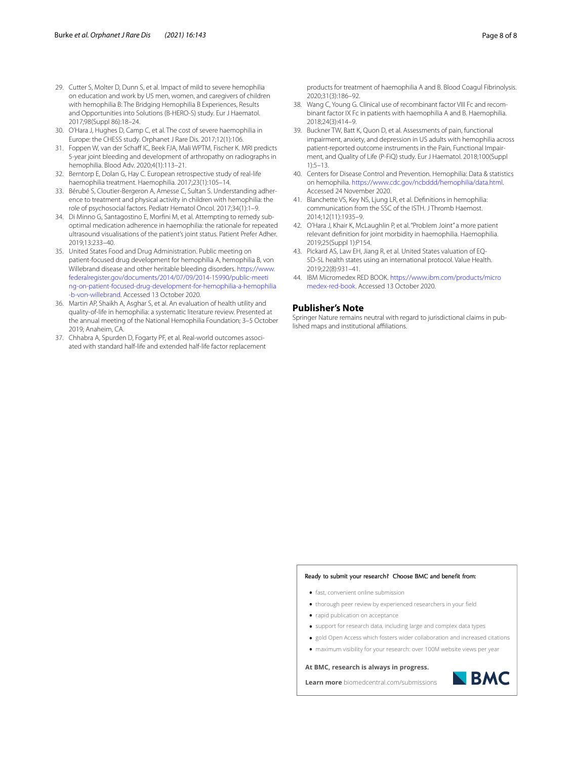29. Cutter S, Molter D, Dunn S, et al. Impact of mild to severe hemophilia on education and work by US men, women, and caregivers of children with hemophilia B: The Bridging Hemophilia B Experiences, Results and Opportunities into Solutions (B-HERO-S) study. Eur J Haematol. 2017;98(Suppl 86):18–24.
30. O'Hara J, Hughes D, Camp C, et al. The cost of severe haemophilia in Europe: the CHESS study. Orphanet J Rare Dis. 2017;12(1):106.
31. Foppen W, van der Schaff IC, Beek FJA, Mali WPTM, Fischer K. MRI predicts 5-year joint bleeding and development of arthropathy on radiographs in hemophilia. Blood Adv. 2020;4(1):113–21.
32. Berntorp E, Dolan G, Hay C. European retrospective study of real-life haemophilia treatment. Haemophilia. 2017;23(1):105–14.
33. Bérubé S, Cloutier-Bergeron A, Amesse C, Sultan S. Understanding adherence to treatment and physical activity in children with hemophilia: the role of psychosocial factors. Pediatr Hematol Oncol. 2017;34(1):1–9.
34. Di Minno G, Santagostino E, Morfini M, et al. Attempting to remedy suboptimal medication adherence in haemophilia: the rationale for repeated ultrasound visualisations of the patient's joint status. Patient Prefer Adher. 2019;13:233–40.
35. United States Food and Drug Administration. Public meeting on patient-focused drug development for hemophilia A, hemophilia B, von Willebrand disease and other heritable bleeding disorders. https://www.federalregister.gov/documents/2014/07/09/2014-15990/public-meeting-on-patient-focused-drug-development-for-hemophilia-a-hemophilia-b-von-willebrand. Accessed 13 October 2020.
36. Martin AP, Shaikh A, Asghar S, et al. An evaluation of health utility and quality-of-life in hemophilia: a systematic literature review. Presented at the annual meeting of the National Hemophilia Foundation; 3–5 October 2019; Anaheim, CA.
37. Chhabra A, Spurden D, Fogarty PF, et al. Real-world outcomes associated with standard half-life and extended half-life factor replacement products for treatment of haemophilia A and B. Blood Coagul Fibrinolysis. 2020;31(3):186–92.
38. Wang C, Young G. Clinical use of recombinant factor VIII Fc and recombinant factor IX Fc in patients with haemophilia A and B. Haemophilia. 2018;24(3):414–9.
39. Buckner TW, Batt K, Quon D, et al. Assessments of pain, functional impairment, anxiety, and depression in US adults with hemophilia across patient-reported outcome instruments in the Pain, Functional Impairment, and Quality of Life (P-FiQ) study. Eur J Haematol. 2018;100(Suppl 1):5–13.
40. Centers for Disease Control and Prevention. Hemophilia: Data & statistics on hemophilia. https://www.cdc.gov/ncbddd/hemophilia/data.html. Accessed 24 November 2020.
41. Blanchette VS, Key NS, Ljung LR, et al. Definitions in hemophilia: communication from the SSC of the ISTH. J Thromb Haemost. 2014;12(11):1935–9.
42. O'Hara J, Khair K, McLaughlin P, et al. "Problem Joint" a more patient relevant definition for joint morbidity in haemophilia. Haemophilia. 2019;25(Suppl 1):P154.
43. Pickard AS, Law EH, Jiang R, et al. United States valuation of EQ-5D-5L health states using an international protocol. Value Health. 2019;22(8):931–41.
44. IBM Micromedex RED BOOK. https://www.ibm.com/products/micromedex-red-book. Accessed 13 October 2020.

## Publisher's Note

Springer Nature remains neutral with regard to jurisdictional claims in published maps and institutional affiliations.

Ready to submit your research? Choose BMC and benefit from:

- fast, convenient online submission
- thorough peer review by experienced researchers in your field
- rapid publication on acceptance
- support for research data, including large and complex data types
- gold Open Access which fosters wider collaboration and increased citations
- maximum visibility for your research: over 100M website views per year

**At BMC, research is always in progress.**

**Learn more** biomedcentral.com/submissions

BMC